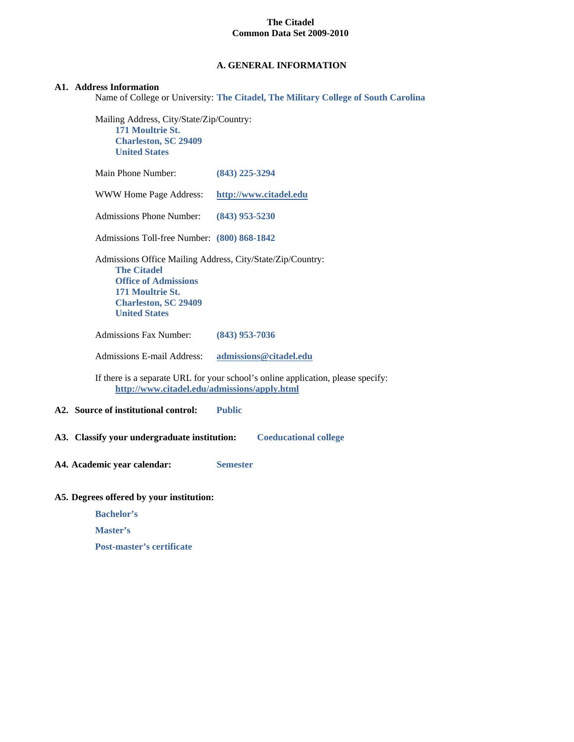# The Citadel
# Common Data Set 2009-2010

## A. GENERAL INFORMATION

### A1. Address Information

Name of College or University: **The Citadel, The Military College of South Carolina**

Mailing Address, City/State/Zip/Country:
**171 Moultrie St.**
**Charleston, SC 29409**
**United States**

Main Phone Number: **(843) 225-3294**

WWW Home Page Address: **http://www.citadel.edu**

Admissions Phone Number: **(843) 953-5230**

Admissions Toll-free Number: **(800) 868-1842**

Admissions Office Mailing Address, City/State/Zip/Country:
**The Citadel**
**Office of Admissions**
**171 Moultrie St.**
**Charleston, SC 29409**
**United States**

Admissions Fax Number: **(843) 953-7036**

Admissions E-mail Address: **admissions@citadel.edu**

If there is a separate URL for your school's online application, please specify:
**http://www.citadel.edu/admissions/apply.html**

### A2. Source of institutional control: **Public**

### A3. Classify your undergraduate institution: **Coeducational college**

### A4. Academic year calendar: **Semester**

### A5. Degrees offered by your institution:

**Bachelor's**

**Master's**

**Post-master's certificate**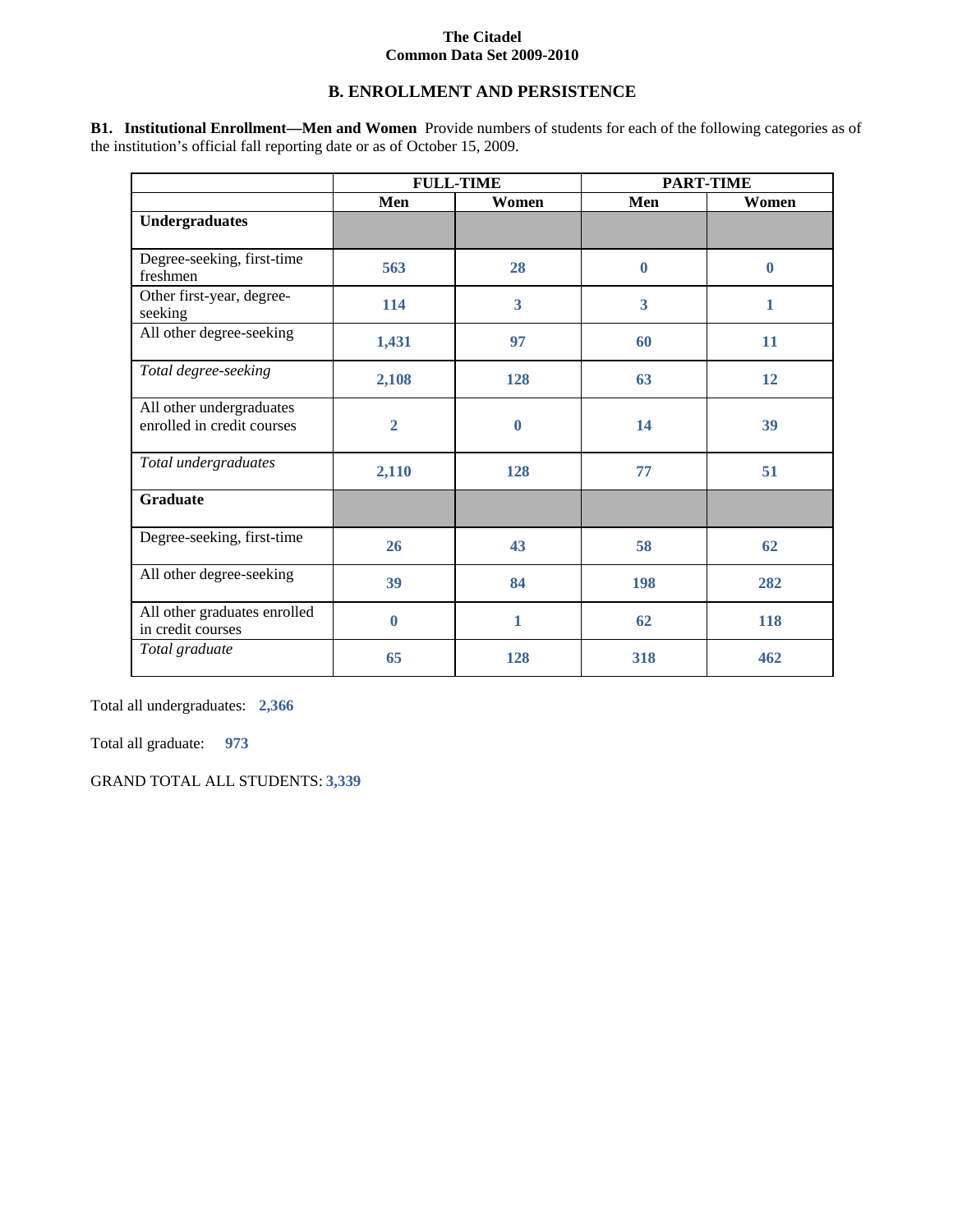The Citadel
Common Data Set 2009-2010

## B. ENROLLMENT AND PERSISTENCE

**B1. Institutional Enrollment—Men and Women** Provide numbers of students for each of the following categories as of the institution's official fall reporting date or as of October 15, 2009.

| | FULL-TIME | | PART-TIME | |
|---|---|---|---|---|
| | Men | Women | Men | Women |
| **Undergraduates** | | | | |
| Degree-seeking, first-time freshmen | 563 | 28 | 0 | 0 |
| Other first-year, degree-seeking | 114 | 3 | 3 | 1 |
| All other degree-seeking | 1,431 | 97 | 60 | 11 |
| *Total degree-seeking* | 2,108 | 128 | 63 | 12 |
| All other undergraduates enrolled in credit courses | 2 | 0 | 14 | 39 |
| *Total undergraduates* | 2,110 | 128 | 77 | 51 |
| **Graduate** | | | | |
| Degree-seeking, first-time | 26 | 43 | 58 | 62 |
| All other degree-seeking | 39 | 84 | 198 | 282 |
| All other graduates enrolled in credit courses | 0 | 1 | 62 | 118 |
| *Total graduate* | 65 | 128 | 318 | 462 |

Total all undergraduates: **2,366**

Total all graduate: **973**

GRAND TOTAL ALL STUDENTS: **3,339**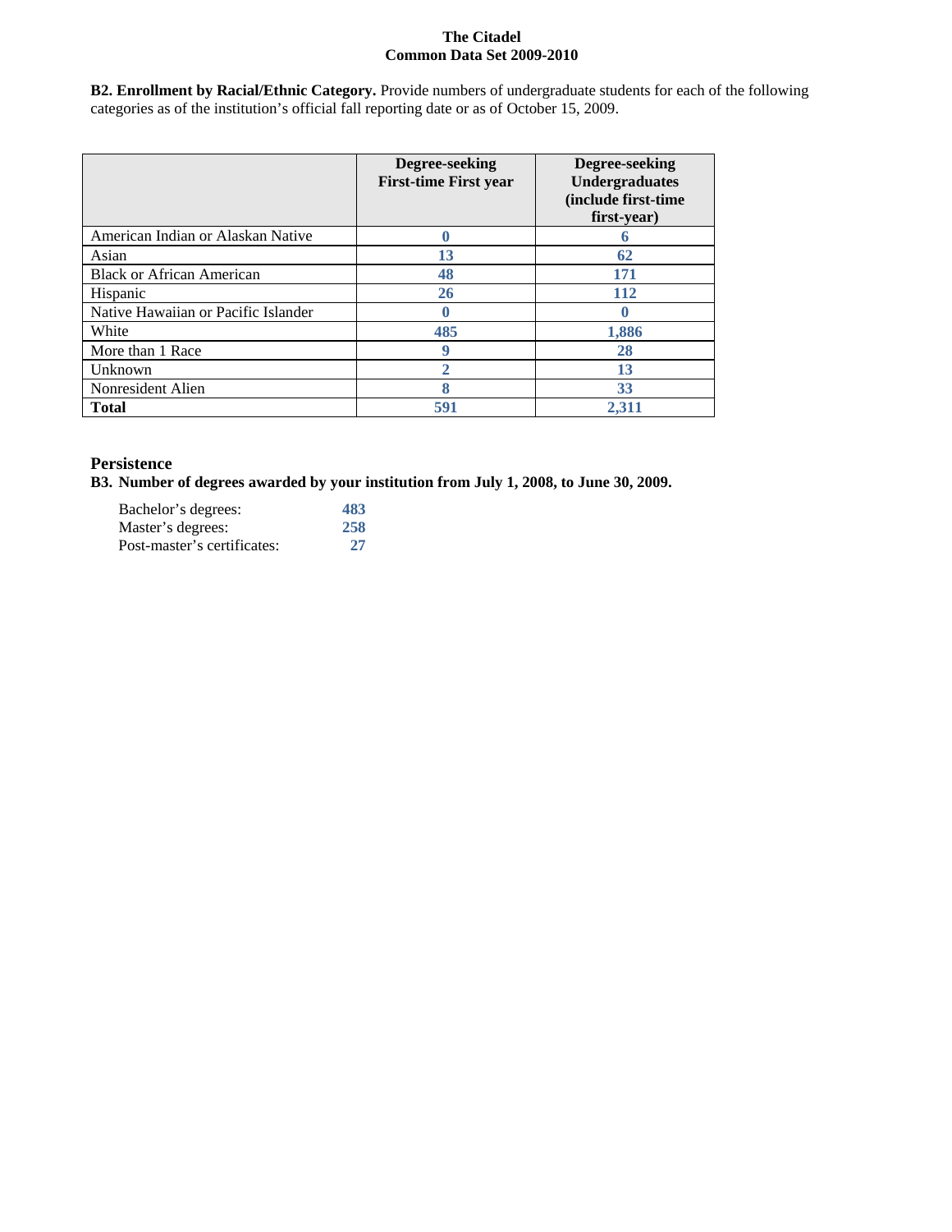**B2. Enrollment by Racial/Ethnic Category.** Provide numbers of undergraduate students for each of the following categories as of the institution's official fall reporting date or as of October 15, 2009.

| | Degree-seeking First-time First year | Degree-seeking Undergraduates (include first-time first-year) |
|---|---|---|
| American Indian or Alaskan Native | 0 | 6 |
| Asian | 13 | 62 |
| Black or African American | 48 | 171 |
| Hispanic | 26 | 112 |
| Native Hawaiian or Pacific Islander | 0 | 0 |
| White | 485 | 1,886 |
| More than 1 Race | 9 | 28 |
| Unknown | 2 | 13 |
| Nonresident Alien | 8 | 33 |
| **Total** | 591 | 2,311 |

## Persistence

**B3. Number of degrees awarded by your institution from July 1, 2008, to June 30, 2009.**

Bachelor's degrees: 483
Master's degrees: 258
Post-master's certificates: 27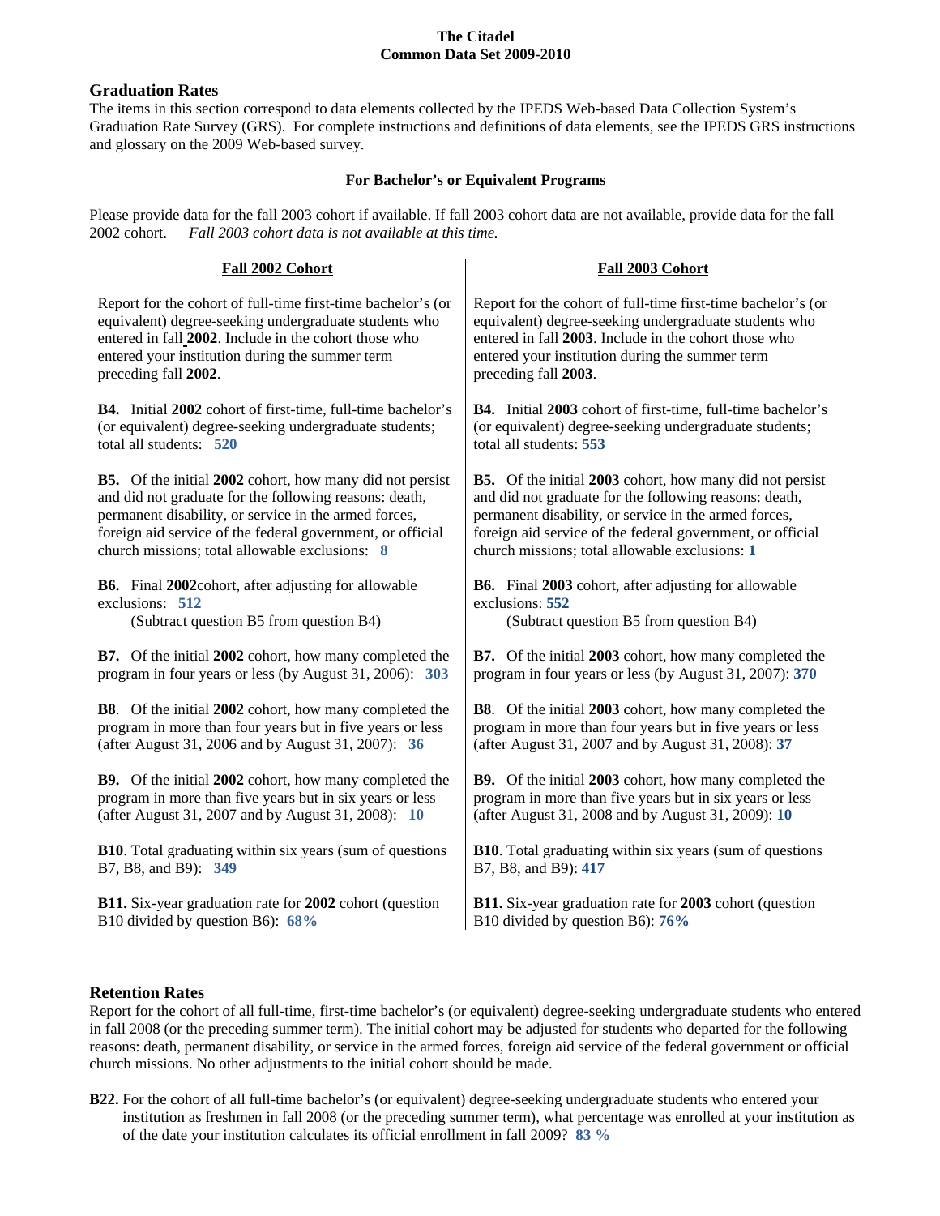**The Citadel**
**Common Data Set 2009-2010**

## Graduation Rates

The items in this section correspond to data elements collected by the IPEDS Web-based Data Collection System's Graduation Rate Survey (GRS). For complete instructions and definitions of data elements, see the IPEDS GRS instructions and glossary on the 2009 Web-based survey.

### For Bachelor's or Equivalent Programs

Please provide data for the fall 2003 cohort if available. If fall 2003 cohort data are not available, provide data for the fall 2002 cohort. *Fall 2003 cohort data is not available at this time.*

| Fall 2002 Cohort | Fall 2003 Cohort |
|---|---|
| Report for the cohort of full-time first-time bachelor's (or equivalent) degree-seeking undergraduate students who entered in fall **2002**. Include in the cohort those who entered your institution during the summer term preceding fall **2002**. | Report for the cohort of full-time first-time bachelor's (or equivalent) degree-seeking undergraduate students who entered in fall **2003**. Include in the cohort those who entered your institution during the summer term preceding fall **2003**. |
| **B4.** Initial **2002** cohort of first-time, full-time bachelor's (or equivalent) degree-seeking undergraduate students; total all students: **520** | **B4.** Initial **2003** cohort of first-time, full-time bachelor's (or equivalent) degree-seeking undergraduate students; total all students: **553** |
| **B5.** Of the initial **2002** cohort, how many did not persist and did not graduate for the following reasons: death, permanent disability, or service in the armed forces, foreign aid service of the federal government, or official church missions; total allowable exclusions: **8** | **B5.** Of the initial **2003** cohort, how many did not persist and did not graduate for the following reasons: death, permanent disability, or service in the armed forces, foreign aid service of the federal government, or official church missions; total allowable exclusions: **1** |
| **B6.** Final **2002**cohort, after adjusting for allowable exclusions: **512** (Subtract question B5 from question B4) | **B6.** Final **2003** cohort, after adjusting for allowable exclusions: **552** (Subtract question B5 from question B4) |
| **B7.** Of the initial **2002** cohort, how many completed the program in four years or less (by August 31, 2006): **303** | **B7.** Of the initial **2003** cohort, how many completed the program in four years or less (by August 31, 2007): **370** |
| **B8**. Of the initial **2002** cohort, how many completed the program in more than four years but in five years or less (after August 31, 2006 and by August 31, 2007): **36** | **B8**. Of the initial **2003** cohort, how many completed the program in more than four years but in five years or less (after August 31, 2007 and by August 31, 2008): **37** |
| **B9.** Of the initial **2002** cohort, how many completed the program in more than five years but in six years or less (after August 31, 2007 and by August 31, 2008): **10** | **B9.** Of the initial **2003** cohort, how many completed the program in more than five years but in six years or less (after August 31, 2008 and by August 31, 2009): **10** |
| **B10**. Total graduating within six years (sum of questions B7, B8, and B9): **349** | **B10**. Total graduating within six years (sum of questions B7, B8, and B9): **417** |
| **B11.** Six-year graduation rate for **2002** cohort (question B10 divided by question B6): **68%** | **B11.** Six-year graduation rate for **2003** cohort (question B10 divided by question B6): **76%** |

## Retention Rates

Report for the cohort of all full-time, first-time bachelor's (or equivalent) degree-seeking undergraduate students who entered in fall 2008 (or the preceding summer term). The initial cohort may be adjusted for students who departed for the following reasons: death, permanent disability, or service in the armed forces, foreign aid service of the federal government or official church missions. No other adjustments to the initial cohort should be made.

**B22.** For the cohort of all full-time bachelor's (or equivalent) degree-seeking undergraduate students who entered your institution as freshmen in fall 2008 (or the preceding summer term), what percentage was enrolled at your institution as of the date your institution calculates its official enrollment in fall 2009? **83 %**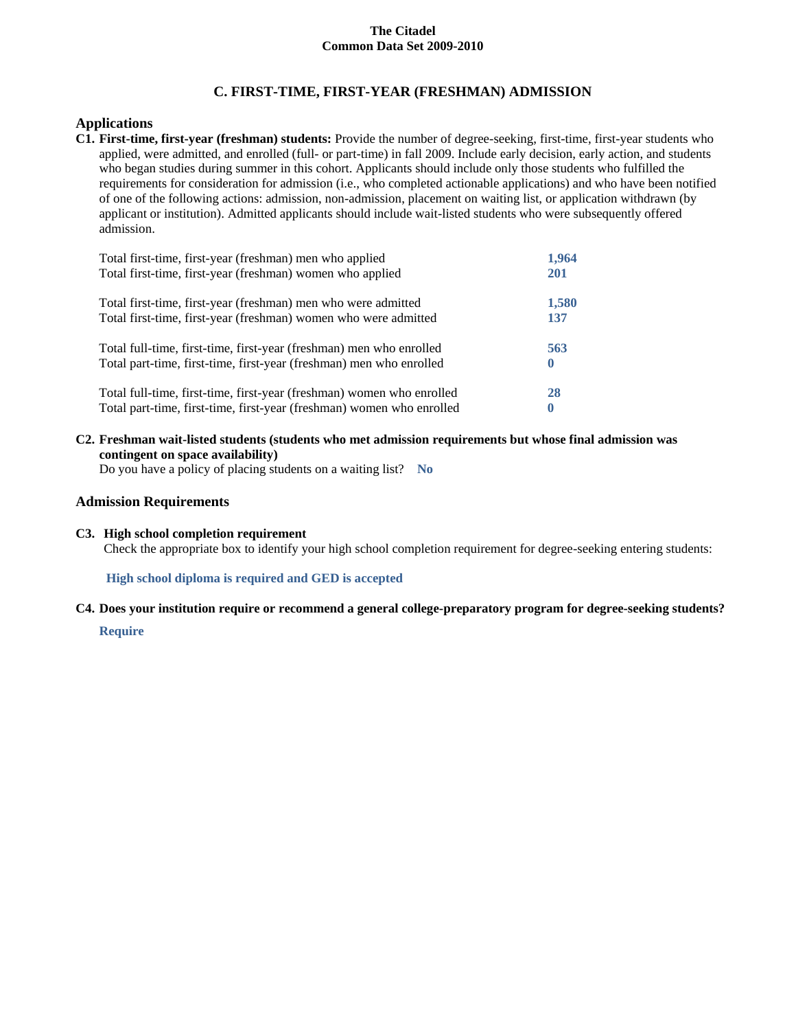**The Citadel**
**Common Data Set 2009-2010**

## C. FIRST-TIME, FIRST-YEAR (FRESHMAN) ADMISSION

### Applications

**C1. First-time, first-year (freshman) students:** Provide the number of degree-seeking, first-time, first-year students who applied, were admitted, and enrolled (full- or part-time) in fall 2009. Include early decision, early action, and students who began studies during summer in this cohort. Applicants should include only those students who fulfilled the requirements for consideration for admission (i.e., who completed actionable applications) and who have been notified of one of the following actions: admission, non-admission, placement on waiting list, or application withdrawn (by applicant or institution). Admitted applicants should include wait-listed students who were subsequently offered admission.

| | |
|---|---|
| Total first-time, first-year (freshman) men who applied | **1,964** |
| Total first-time, first-year (freshman) women who applied | **201** |
| Total first-time, first-year (freshman) men who were admitted | **1,580** |
| Total first-time, first-year (freshman) women who were admitted | **137** |
| Total full-time, first-time, first-year (freshman) men who enrolled | **563** |
| Total part-time, first-time, first-year (freshman) men who enrolled | **0** |
| Total full-time, first-time, first-year (freshman) women who enrolled | **28** |
| Total part-time, first-time, first-year (freshman) women who enrolled | **0** |

**C2. Freshman wait-listed students (students who met admission requirements but whose final admission was contingent on space availability)**

Do you have a policy of placing students on a waiting list? **No**

### Admission Requirements

**C3. High school completion requirement**

Check the appropriate box to identify your high school completion requirement for degree-seeking entering students:

**High school diploma is required and GED is accepted**

**C4. Does your institution require or recommend a general college-preparatory program for degree-seeking students?**

**Require**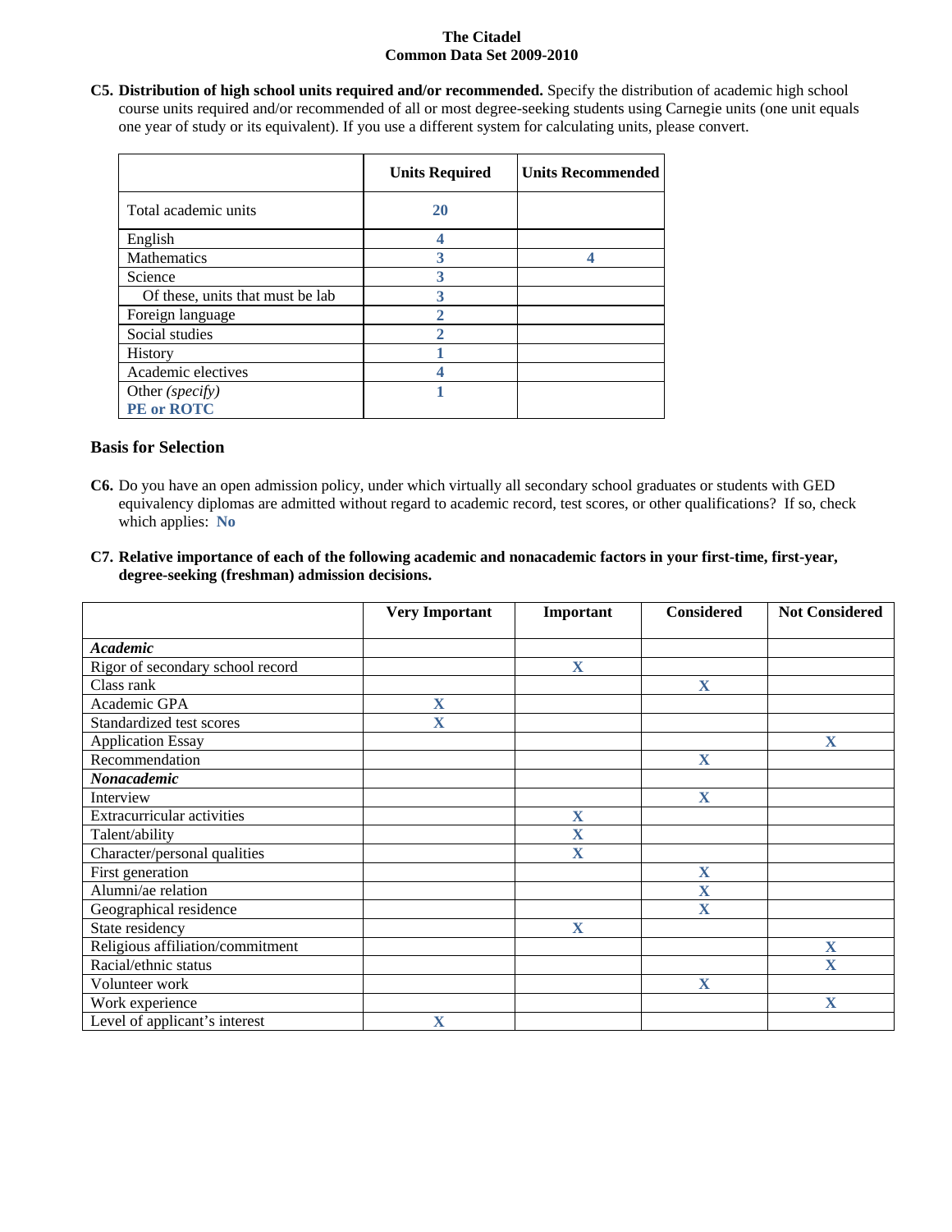**C5. Distribution of high school units required and/or recommended.** Specify the distribution of academic high school course units required and/or recommended of all or most degree-seeking students using Carnegie units (one unit equals one year of study or its equivalent). If you use a different system for calculating units, please convert.

| | Units Required | Units Recommended |
|---|---|---|
| Total academic units | 20 | |
| English | 4 | |
| Mathematics | 3 | 4 |
| Science | 3 | |
| Of these, units that must be lab | 3 | |
| Foreign language | 2 | |
| Social studies | 2 | |
| History | 1 | |
| Academic electives | 4 | |
| Other *(specify)* **PE or ROTC** | 1 | |

### Basis for Selection

**C6.** Do you have an open admission policy, under which virtually all secondary school graduates or students with GED equivalency diplomas are admitted without regard to academic record, test scores, or other qualifications? If so, check which applies: **No**

**C7. Relative importance of each of the following academic and nonacademic factors in your first-time, first-year, degree-seeking (freshman) admission decisions.**

| | Very Important | Important | Considered | Not Considered |
|---|---|---|---|---|
| ***Academic*** | | | | |
| Rigor of secondary school record | | X | | |
| Class rank | | | X | |
| Academic GPA | X | | | |
| Standardized test scores | X | | | |
| Application Essay | | | | X |
| Recommendation | | | X | |
| ***Nonacademic*** | | | | |
| Interview | | | X | |
| Extracurricular activities | | X | | |
| Talent/ability | | X | | |
| Character/personal qualities | | X | | |
| First generation | | | X | |
| Alumni/ae relation | | | X | |
| Geographical residence | | | X | |
| State residency | | X | | |
| Religious affiliation/commitment | | | | X |
| Racial/ethnic status | | | | X |
| Volunteer work | | | X | |
| Work experience | | | | X |
| Level of applicant's interest | X | | | |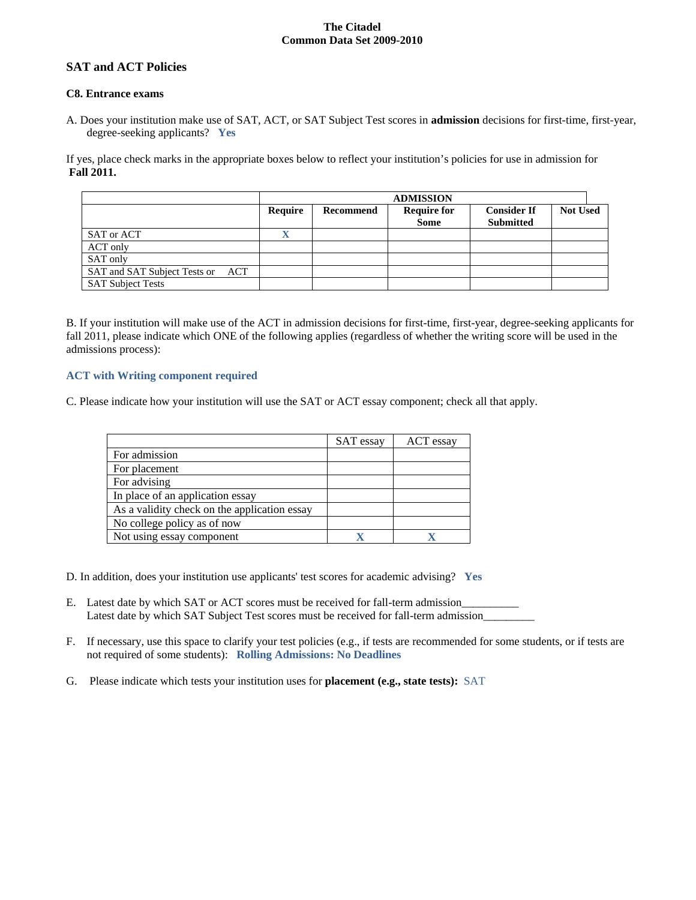**The Citadel**
**Common Data Set 2009-2010**

## SAT and ACT Policies

### C8. Entrance exams

A. Does your institution make use of SAT, ACT, or SAT Subject Test scores in **admission** decisions for first-time, first-year, degree-seeking applicants? **Yes**

If yes, place check marks in the appropriate boxes below to reflect your institution's policies for use in admission for **Fall 2011.**

| | ADMISSION | | | | |
|---|---|---|---|---|---|
| | **Require** | **Recommend** | **Require for Some** | **Consider If Submitted** | **Not Used** |
| SAT or ACT | X | | | | |
| ACT only | | | | | |
| SAT only | | | | | |
| SAT and SAT Subject Tests or ACT | | | | | |
| SAT Subject Tests | | | | | |

B. If your institution will make use of the ACT in admission decisions for first-time, first-year, degree-seeking applicants for fall 2011, please indicate which ONE of the following applies (regardless of whether the writing score will be used in the admissions process):

**ACT with Writing component required**

C. Please indicate how your institution will use the SAT or ACT essay component; check all that apply.

| | SAT essay | ACT essay |
|---|---|---|
| For admission | | |
| For placement | | |
| For advising | | |
| In place of an application essay | | |
| As a validity check on the application essay | | |
| No college policy as of now | | |
| Not using essay component | X | X |

D. In addition, does your institution use applicants' test scores for academic advising? **Yes**

E. Latest date by which SAT or ACT scores must be received for fall-term admission__________
Latest date by which SAT Subject Test scores must be received for fall-term admission_________

F. If necessary, use this space to clarify your test policies (e.g., if tests are recommended for some students, or if tests are not required of some students): **Rolling Admissions: No Deadlines**

G. Please indicate which tests your institution uses for **placement (e.g., state tests):** SAT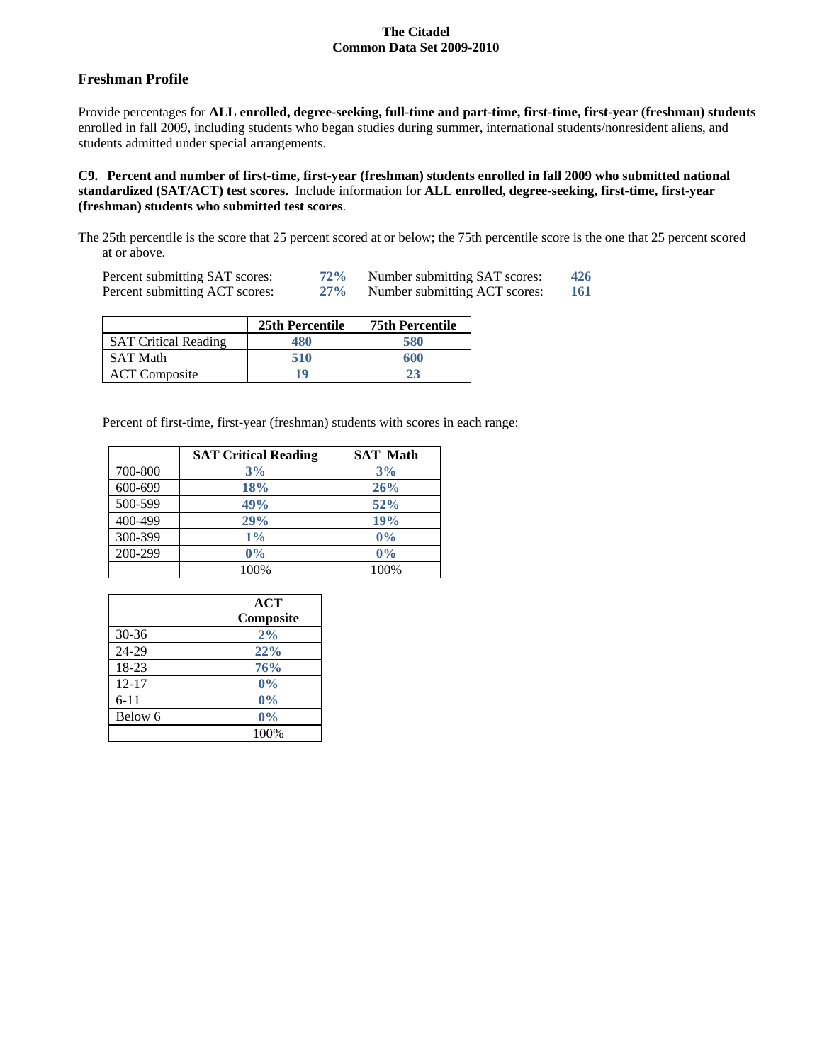## Freshman Profile

Provide percentages for **ALL enrolled, degree-seeking, full-time and part-time, first-time, first-year (freshman) students** enrolled in fall 2009, including students who began studies during summer, international students/nonresident aliens, and students admitted under special arrangements.

**C9. Percent and number of first-time, first-year (freshman) students enrolled in fall 2009 who submitted national standardized (SAT/ACT) test scores.** Include information for **ALL enrolled, degree-seeking, first-time, first-year (freshman) students who submitted test scores**.

The 25th percentile is the score that 25 percent scored at or below; the 75th percentile score is the one that 25 percent scored at or above.

| | | | |
|---|---|---|---|
| Percent submitting SAT scores: | 72% | Number submitting SAT scores: | 426 |
| Percent submitting ACT scores: | 27% | Number submitting ACT scores: | 161 |

| | 25th Percentile | 75th Percentile |
|---|---|---|
| SAT Critical Reading | 480 | 580 |
| SAT Math | 510 | 600 |
| ACT Composite | 19 | 23 |

Percent of first-time, first-year (freshman) students with scores in each range:

| | SAT Critical Reading | SAT Math |
|---|---|---|
| 700-800 | 3% | 3% |
| 600-699 | 18% | 26% |
| 500-599 | 49% | 52% |
| 400-499 | 29% | 19% |
| 300-399 | 1% | 0% |
| 200-299 | 0% | 0% |
| | 100% | 100% |

| | ACT Composite |
|---|---|
| 30-36 | 2% |
| 24-29 | 22% |
| 18-23 | 76% |
| 12-17 | 0% |
| 6-11 | 0% |
| Below 6 | 0% |
| | 100% |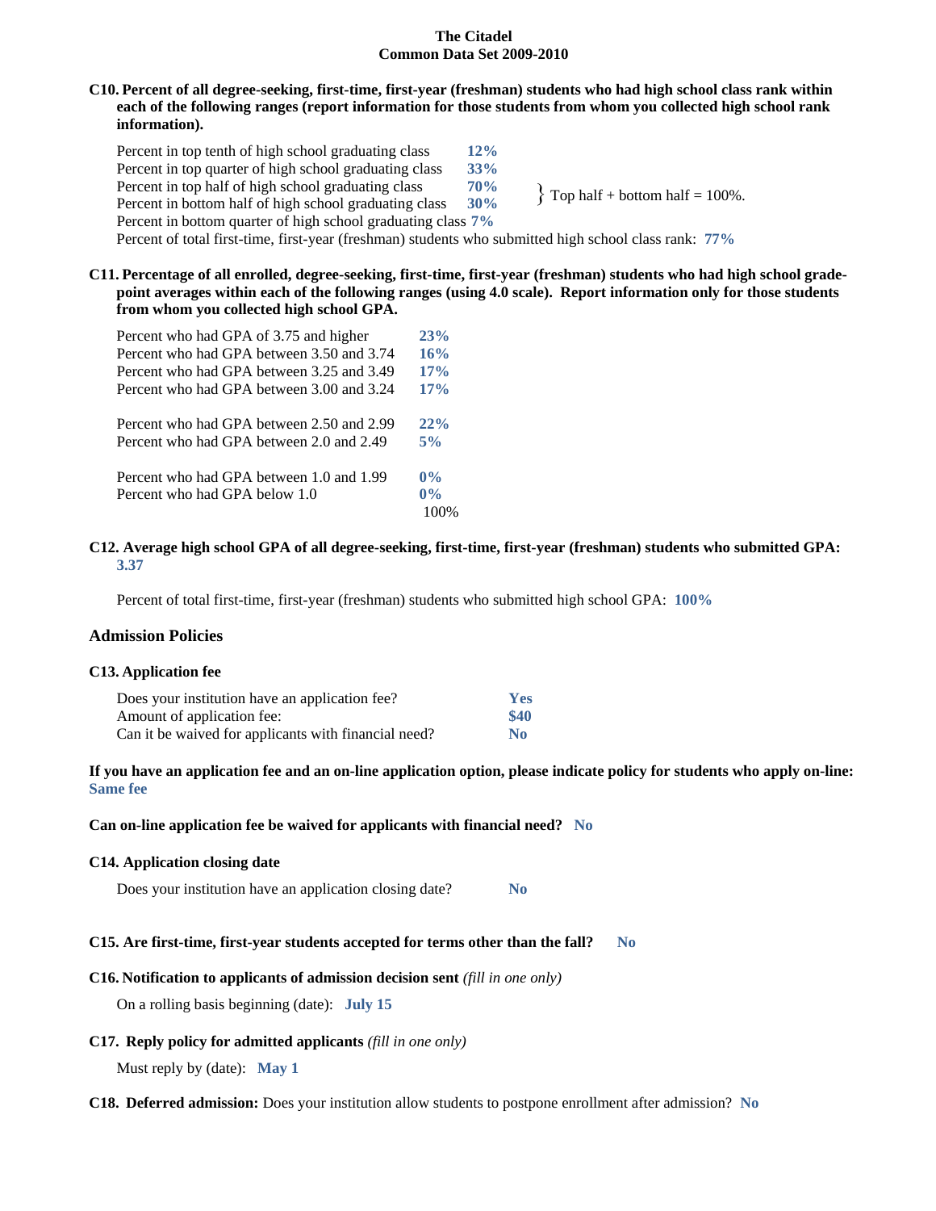**C10. Percent of all degree-seeking, first-time, first-year (freshman) students who had high school class rank within each of the following ranges (report information for those students from whom you collected high school rank information).**

| | |
|---|---|
| Percent in top tenth of high school graduating class | **12%** |
| Percent in top quarter of high school graduating class | **33%** |
| Percent in top half of high school graduating class | **70%** |
| Percent in bottom half of high school graduating class | **30%** |
| Percent in bottom quarter of high school graduating class | **7%** |

} Top half + bottom half = 100%.

Percent of total first-time, first-year (freshman) students who submitted high school class rank: **77%**

**C11. Percentage of all enrolled, degree-seeking, first-time, first-year (freshman) students who had high school grade-point averages within each of the following ranges (using 4.0 scale). Report information only for those students from whom you collected high school GPA.**

| | |
|---|---|
| Percent who had GPA of 3.75 and higher | **23%** |
| Percent who had GPA between 3.50 and 3.74 | **16%** |
| Percent who had GPA between 3.25 and 3.49 | **17%** |
| Percent who had GPA between 3.00 and 3.24 | **17%** |
| Percent who had GPA between 2.50 and 2.99 | **22%** |
| Percent who had GPA between 2.0 and 2.49 | **5%** |
| Percent who had GPA between 1.0 and 1.99 | **0%** |
| Percent who had GPA below 1.0 | **0%** |
| | 100% |

**C12. Average high school GPA of all degree-seeking, first-time, first-year (freshman) students who submitted GPA:** **3.37**

Percent of total first-time, first-year (freshman) students who submitted high school GPA: **100%**

## Admission Policies

**C13. Application fee**

| | |
|---|---|
| Does your institution have an application fee? | **Yes** |
| Amount of application fee: | **$40** |
| Can it be waived for applicants with financial need? | **No** |

**If you have an application fee and an on-line application option, please indicate policy for students who apply on-line:** **Same fee**

**Can on-line application fee be waived for applicants with financial need?** **No**

**C14. Application closing date**

Does your institution have an application closing date? **No**

**C15. Are first-time, first-year students accepted for terms other than the fall?** **No**

**C16. Notification to applicants of admission decision sent** *(fill in one only)*

On a rolling basis beginning (date): **July 15**

**C17. Reply policy for admitted applicants** *(fill in one only)*

Must reply by (date): **May 1**

**C18. Deferred admission:** Does your institution allow students to postpone enrollment after admission? **No**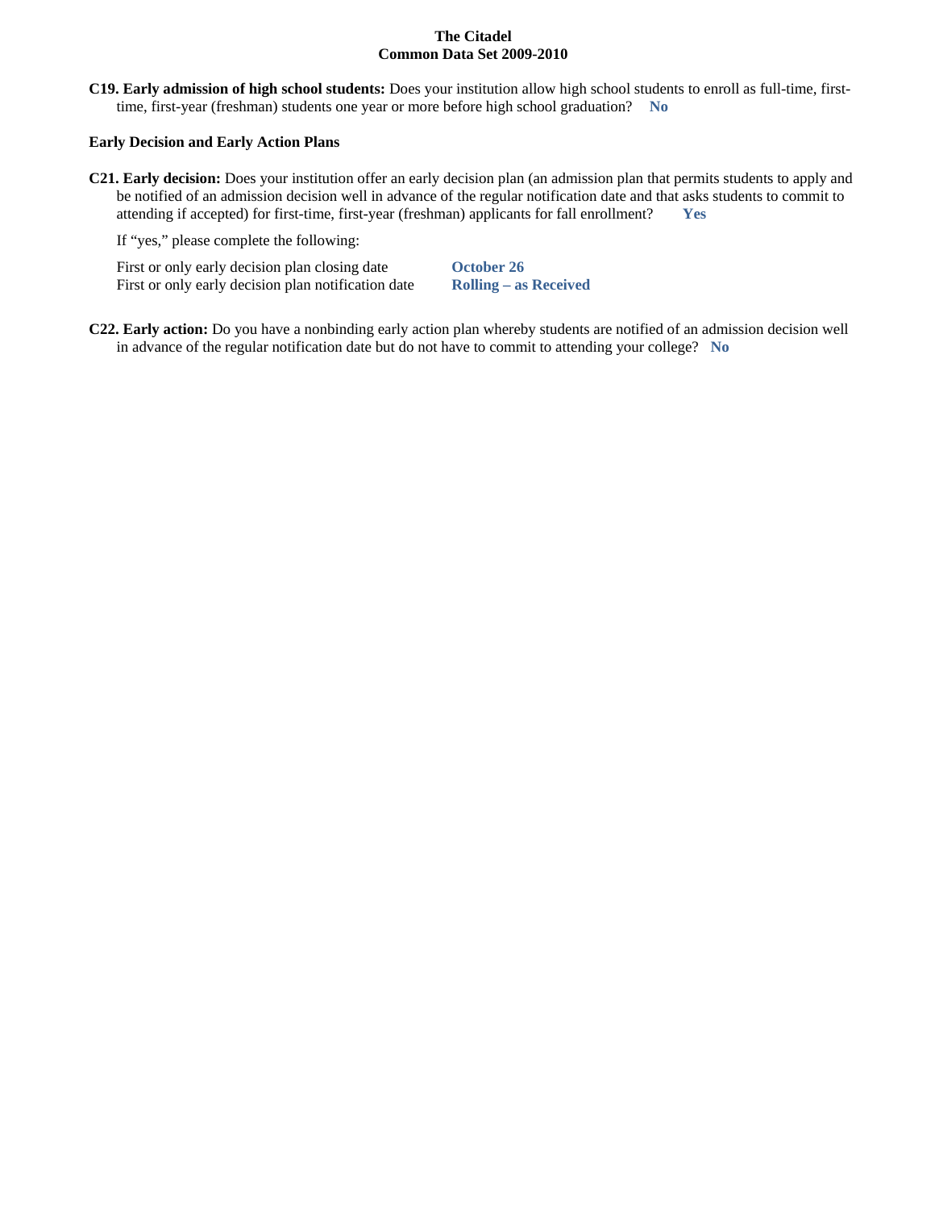**C19. Early admission of high school students:** Does your institution allow high school students to enroll as full-time, first-time, first-year (freshman) students one year or more before high school graduation? **No**

**Early Decision and Early Action Plans**

**C21. Early decision:** Does your institution offer an early decision plan (an admission plan that permits students to apply and be notified of an admission decision well in advance of the regular notification date and that asks students to commit to attending if accepted) for first-time, first-year (freshman) applicants for fall enrollment? **Yes**

If "yes," please complete the following:

| | |
|---|---|
| First or only early decision plan closing date | **October 26** |
| First or only early decision plan notification date | **Rolling – as Received** |

**C22. Early action:** Do you have a nonbinding early action plan whereby students are notified of an admission decision well in advance of the regular notification date but do not have to commit to attending your college? **No**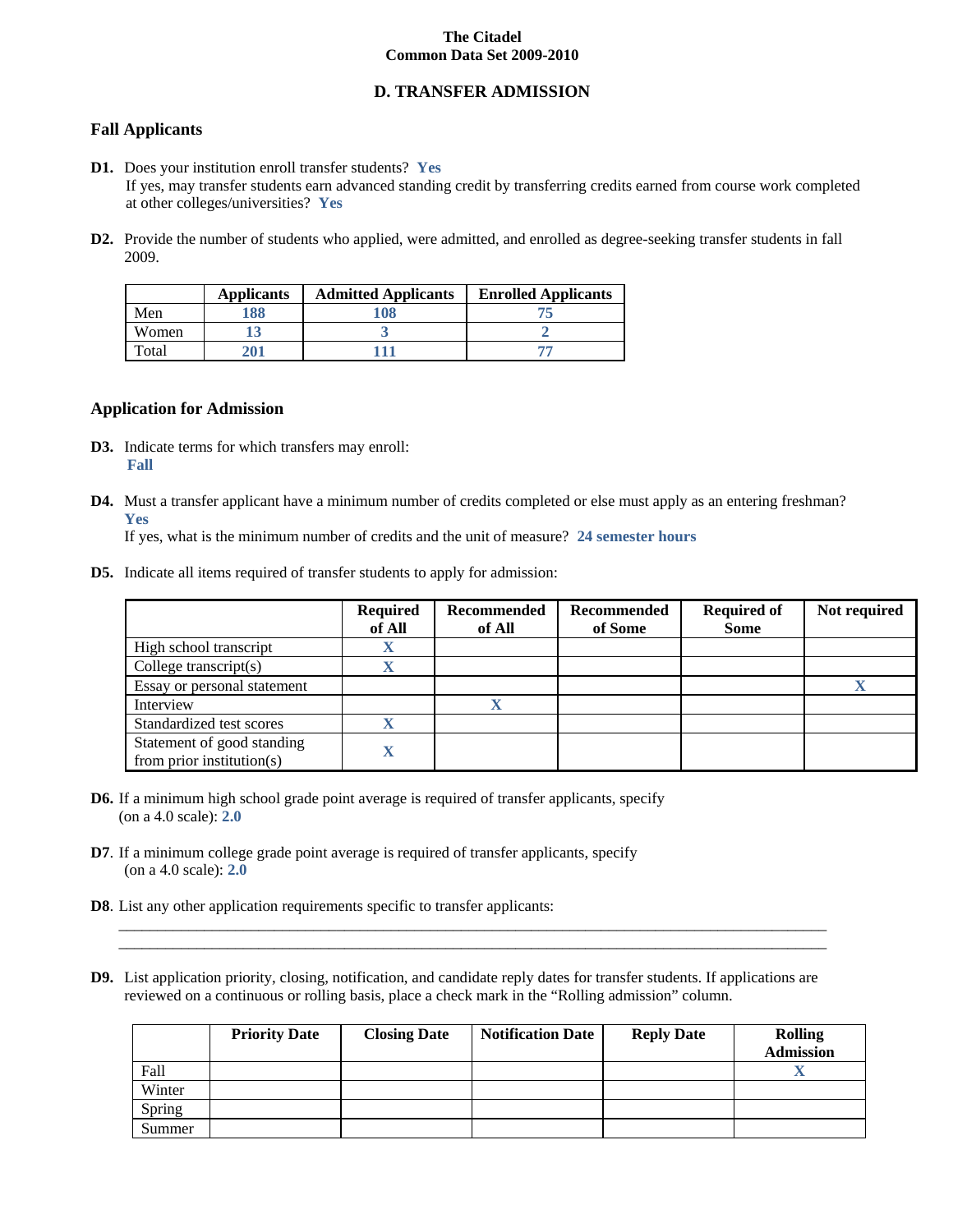**The Citadel**
**Common Data Set 2009-2010**

## D. TRANSFER ADMISSION

### Fall Applicants

**D1.** Does your institution enroll transfer students? **Yes**
If yes, may transfer students earn advanced standing credit by transferring credits earned from course work completed at other colleges/universities? **Yes**

**D2.** Provide the number of students who applied, were admitted, and enrolled as degree-seeking transfer students in fall 2009.

| | Applicants | Admitted Applicants | Enrolled Applicants |
|---|---|---|---|
| Men | 188 | 108 | 75 |
| Women | 13 | 3 | 2 |
| Total | 201 | 111 | 77 |

### Application for Admission

**D3.** Indicate terms for which transfers may enroll:
**Fall**

**D4.** Must a transfer applicant have a minimum number of credits completed or else must apply as an entering freshman?
**Yes**
If yes, what is the minimum number of credits and the unit of measure? **24 semester hours**

**D5.** Indicate all items required of transfer students to apply for admission:

| | Required of All | Recommended of All | Recommended of Some | Required of Some | Not required |
|---|---|---|---|---|---|
| High school transcript | X | | | | |
| College transcript(s) | X | | | | |
| Essay or personal statement | | | | | X |
| Interview | | X | | | |
| Standardized test scores | X | | | | |
| Statement of good standing from prior institution(s) | X | | | | |

**D6.** If a minimum high school grade point average is required of transfer applicants, specify (on a 4.0 scale): **2.0**

**D7**. If a minimum college grade point average is required of transfer applicants, specify (on a 4.0 scale): **2.0**

**D8**. List any other application requirements specific to transfer applicants:

______________________________________________________________________________

______________________________________________________________________________

**D9.** List application priority, closing, notification, and candidate reply dates for transfer students. If applications are reviewed on a continuous or rolling basis, place a check mark in the "Rolling admission" column.

| | Priority Date | Closing Date | Notification Date | Reply Date | Rolling Admission |
|---|---|---|---|---|---|
| Fall | | | | | X |
| Winter | | | | | |
| Spring | | | | | |
| Summer | | | | | |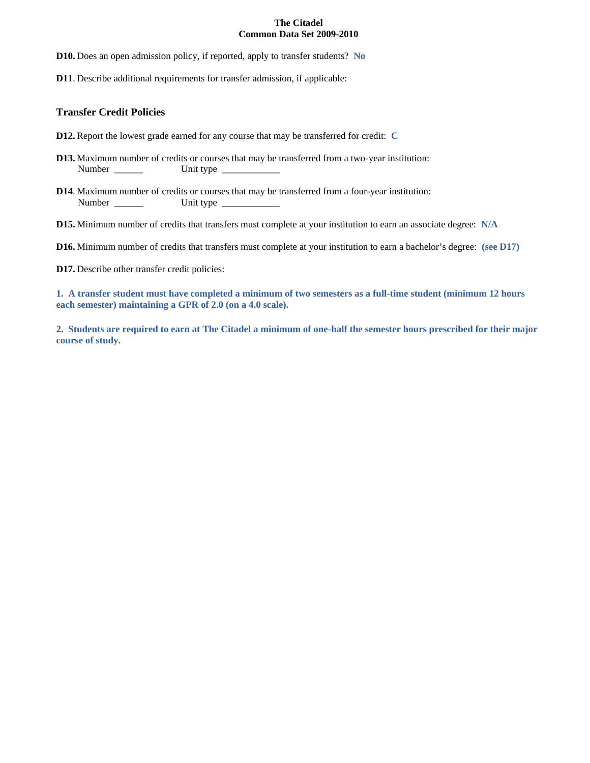**D10.** Does an open admission policy, if reported, apply to transfer students? **No**

**D11**. Describe additional requirements for transfer admission, if applicable:

### Transfer Credit Policies

**D12.** Report the lowest grade earned for any course that may be transferred for credit: **C**

**D13.** Maximum number of credits or courses that may be transferred from a two-year institution:
Number ______ Unit type ____________

**D14**. Maximum number of credits or courses that may be transferred from a four-year institution:
Number ______ Unit type ____________

**D15.** Minimum number of credits that transfers must complete at your institution to earn an associate degree: **N/A**

**D16.** Minimum number of credits that transfers must complete at your institution to earn a bachelor's degree: **(see D17)**

**D17.** Describe other transfer credit policies:

**1. A transfer student must have completed a minimum of two semesters as a full-time student (minimum 12 hours each semester) maintaining a GPR of 2.0 (on a 4.0 scale).**

**2. Students are required to earn at The Citadel a minimum of one-half the semester hours prescribed for their major course of study.**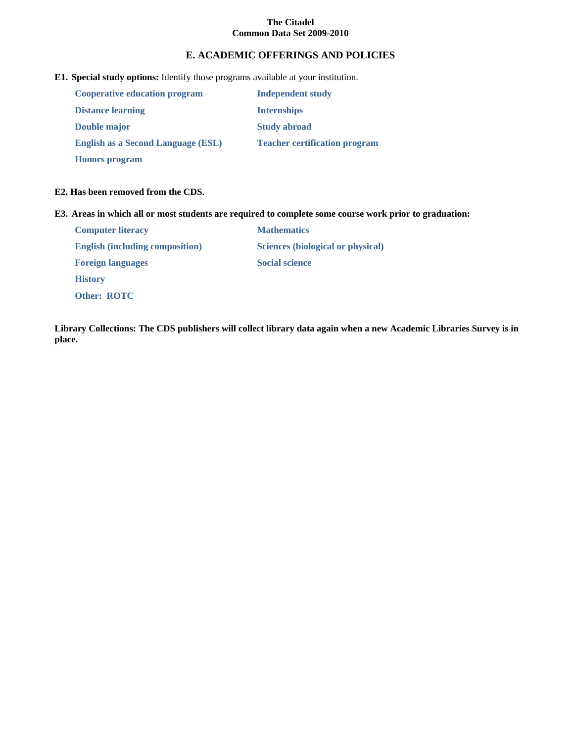**The Citadel**
**Common Data Set 2009-2010**

## E. ACADEMIC OFFERINGS AND POLICIES

**E1. Special study options:** Identify those programs available at your institution.

- **Cooperative education program**
- **Distance learning**
- **Double major**
- **English as a Second Language (ESL)**
- **Honors program**
- **Independent study**
- **Internships**
- **Study abroad**
- **Teacher certification program**

**E2. Has been removed from the CDS.**

**E3. Areas in which all or most students are required to complete some course work prior to graduation:**

- **Computer literacy**
- **English (including composition)**
- **Foreign languages**
- **History**
- **Other: ROTC**
- **Mathematics**
- **Sciences (biological or physical)**
- **Social science**

**Library Collections: The CDS publishers will collect library data again when a new Academic Libraries Survey is in place.**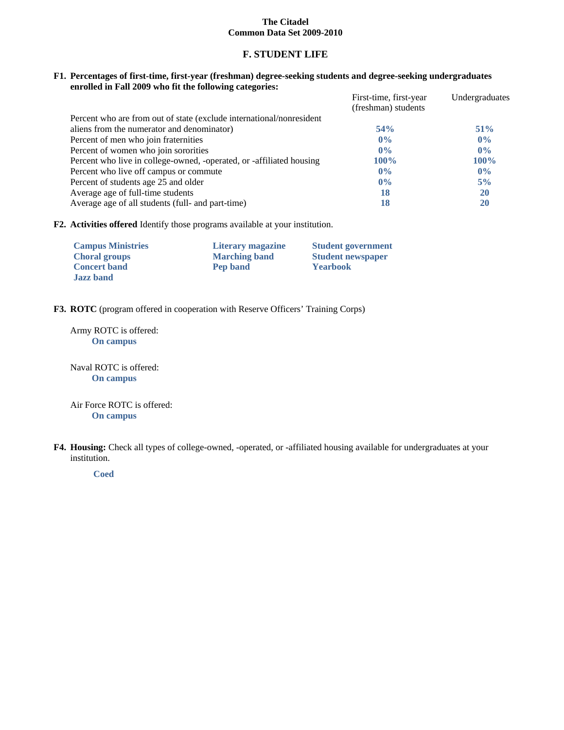# The Citadel
## Common Data Set 2009-2010

## F. STUDENT LIFE

**F1. Percentages of first-time, first-year (freshman) degree-seeking students and degree-seeking undergraduates enrolled in Fall 2009 who fit the following categories:**

| | First-time, first-year (freshman) students | Undergraduates |
|---|---|---|
| Percent who are from out of state (exclude international/nonresident aliens from the numerator and denominator) | **54%** | **51%** |
| Percent of men who join fraternities | **0%** | **0%** |
| Percent of women who join sororities | **0%** | **0%** |
| Percent who live in college-owned, -operated, or -affiliated housing | **100%** | **100%** |
| Percent who live off campus or commute | **0%** | **0%** |
| Percent of students age 25 and older | **0%** | **5%** |
| Average age of full-time students | **18** | **20** |
| Average age of all students (full- and part-time) | **18** | **20** |

**F2. Activities offered** Identify those programs available at your institution.

- **Campus Ministries**
- **Choral groups**
- **Concert band**
- **Jazz band**
- **Literary magazine**
- **Marching band**
- **Pep band**
- **Student government**
- **Student newspaper**
- **Yearbook**

**F3. ROTC** (program offered in cooperation with Reserve Officers' Training Corps)

Army ROTC is offered:
**On campus**

Naval ROTC is offered:
**On campus**

Air Force ROTC is offered:
**On campus**

**F4. Housing:** Check all types of college-owned, -operated, or -affiliated housing available for undergraduates at your institution.

**Coed**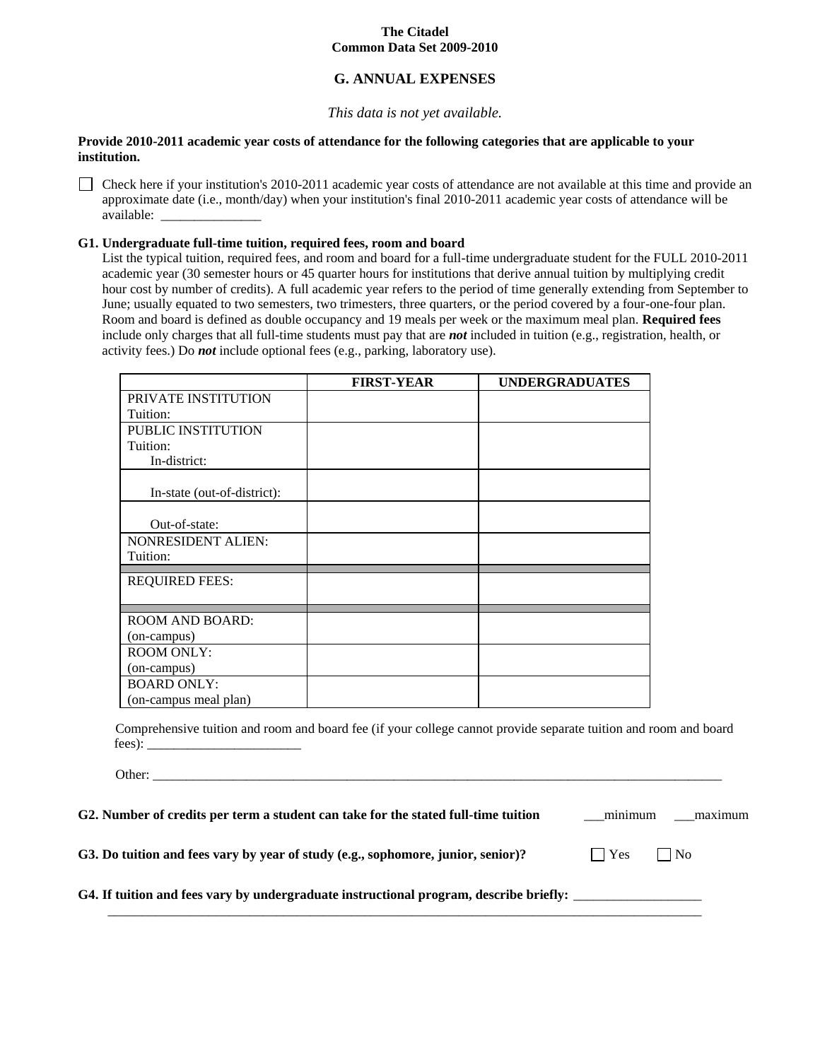The Citadel
Common Data Set 2009-2010

## G. ANNUAL EXPENSES

*This data is not yet available.*

**Provide 2010-2011 academic year costs of attendance for the following categories that are applicable to your institution.**

☐ Check here if your institution's 2010-2011 academic year costs of attendance are not available at this time and provide an approximate date (i.e., month/day) when your institution's final 2010-2011 academic year costs of attendance will be available: _______________

**G1. Undergraduate full-time tuition, required fees, room and board**

List the typical tuition, required fees, and room and board for a full-time undergraduate student for the FULL 2010-2011 academic year (30 semester hours or 45 quarter hours for institutions that derive annual tuition by multiplying credit hour cost by number of credits). A full academic year refers to the period of time generally extending from September to June; usually equated to two semesters, two trimesters, three quarters, or the period covered by a four-one-four plan. Room and board is defined as double occupancy and 19 meals per week or the maximum meal plan. **Required fees** include only charges that all full-time students must pay that are ***not*** included in tuition (e.g., registration, health, or activity fees.) Do ***not*** include optional fees (e.g., parking, laboratory use).

| | FIRST-YEAR | UNDERGRADUATES |
|---|---|---|
| PRIVATE INSTITUTION Tuition: | | |
| PUBLIC INSTITUTION Tuition: In-district: | | |
| In-state (out-of-district): | | |
| Out-of-state: | | |
| NONRESIDENT ALIEN: Tuition: | | |
| REQUIRED FEES: | | |
| ROOM AND BOARD: (on-campus) | | |
| ROOM ONLY: (on-campus) | | |
| BOARD ONLY: (on-campus meal plan) | | |

Comprehensive tuition and room and board fee (if your college cannot provide separate tuition and room and board fees): _______________________

Other: ____________________________________________________________________________________

**G2. Number of credits per term a student can take for the stated full-time tuition** ___minimum ___maximum

**G3. Do tuition and fees vary by year of study (e.g., sophomore, junior, senior)?** ☐ Yes ☐ No

**G4. If tuition and fees vary by undergraduate instructional program, describe briefly:** ___________________
______________________________________________________________________________________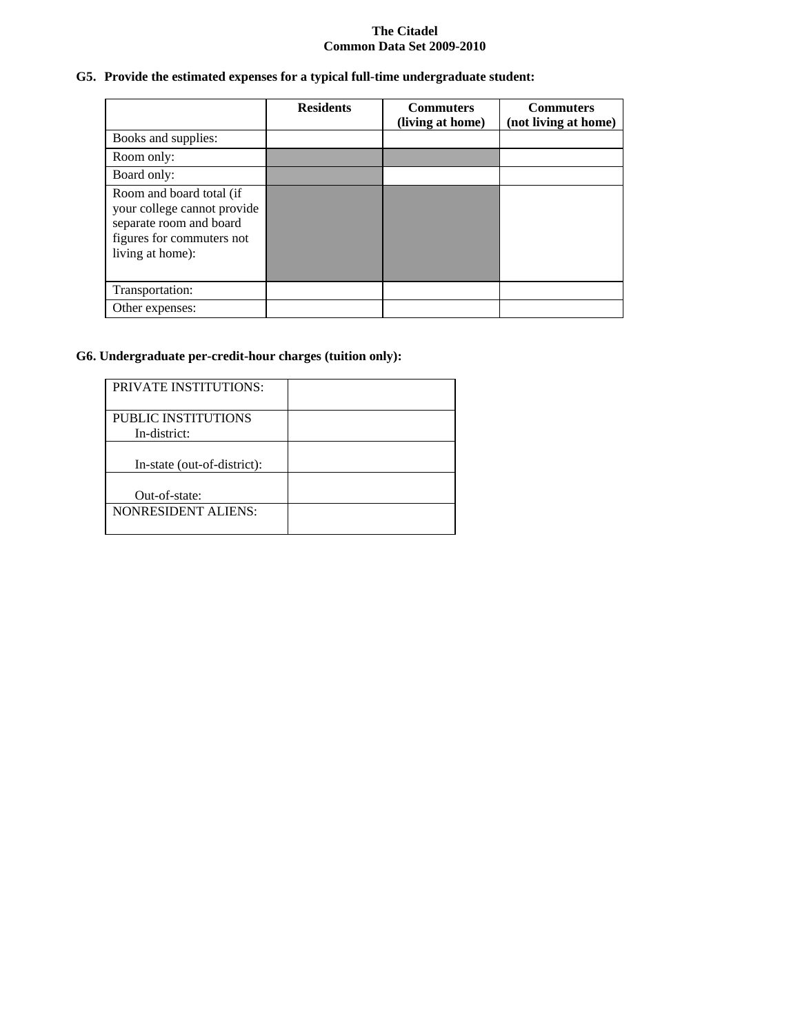**G5. Provide the estimated expenses for a typical full-time undergraduate student:**

| | Residents | Commuters (living at home) | Commuters (not living at home) |
|---|---|---|---|
| Books and supplies: | | | |
| Room only: | | | |
| Board only: | | | |
| Room and board total (if your college cannot provide separate room and board figures for commuters not living at home): | | | |
| Transportation: | | | |
| Other expenses: | | | |

**G6. Undergraduate per-credit-hour charges (tuition only):**

| | |
|---|---|
| PRIVATE INSTITUTIONS: | |
| PUBLIC INSTITUTIONS In-district: | |
| In-state (out-of-district): | |
| Out-of-state: | |
| NONRESIDENT ALIENS: | |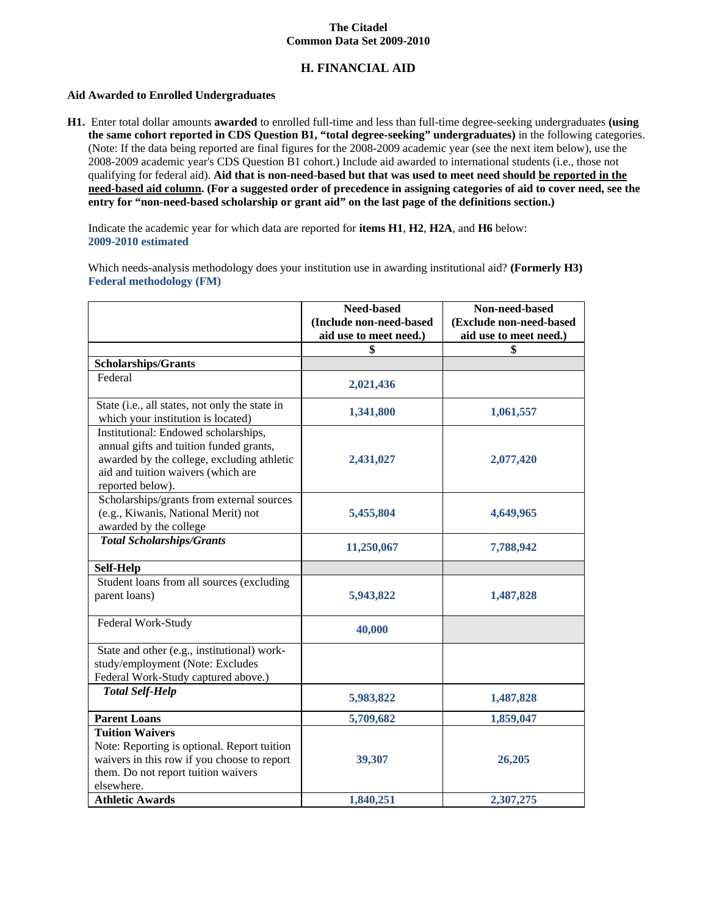**The Citadel**
**Common Data Set 2009-2010**

## H. FINANCIAL AID

### Aid Awarded to Enrolled Undergraduates

**H1.** Enter total dollar amounts **awarded** to enrolled full-time and less than full-time degree-seeking undergraduates **(using the same cohort reported in CDS Question B1, "total degree-seeking" undergraduates)** in the following categories. (Note: If the data being reported are final figures for the 2008-2009 academic year (see the next item below), use the 2008-2009 academic year's CDS Question B1 cohort.) Include aid awarded to international students (i.e., those not qualifying for federal aid). **Aid that is non-need-based but that was used to meet need should be reported in the need-based aid column. (For a suggested order of precedence in assigning categories of aid to cover need, see the entry for "non-need-based scholarship or grant aid" on the last page of the definitions section.)**

Indicate the academic year for which data are reported for **items H1**, **H2**, **H2A**, and **H6** below:
**2009-2010 estimated**

Which needs-analysis methodology does your institution use in awarding institutional aid? **(Formerly H3)**
**Federal methodology (FM)**

| | Need-based (Include non-need-based aid use to meet need.) | Non-need-based (Exclude non-need-based aid use to meet need.) |
|---|---|---|
| | $ | $ |
| **Scholarships/Grants** | | |
| Federal | 2,021,436 | |
| State (i.e., all states, not only the state in which your institution is located) | 1,341,800 | 1,061,557 |
| Institutional: Endowed scholarships, annual gifts and tuition funded grants, awarded by the college, excluding athletic aid and tuition waivers (which are reported below). | 2,431,027 | 2,077,420 |
| Scholarships/grants from external sources (e.g., Kiwanis, National Merit) not awarded by the college | 5,455,804 | 4,649,965 |
| ***Total Scholarships/Grants*** | 11,250,067 | 7,788,942 |
| **Self-Help** | | |
| Student loans from all sources (excluding parent loans) | 5,943,822 | 1,487,828 |
| Federal Work-Study | 40,000 | |
| State and other (e.g., institutional) work-study/employment (Note: Excludes Federal Work-Study captured above.) | | |
| ***Total Self-Help*** | 5,983,822 | 1,487,828 |
| **Parent Loans** | 5,709,682 | 1,859,047 |
| **Tuition Waivers** Note: Reporting is optional. Report tuition waivers in this row if you choose to report them. Do not report tuition waivers elsewhere. | 39,307 | 26,205 |
| **Athletic Awards** | 1,840,251 | 2,307,275 |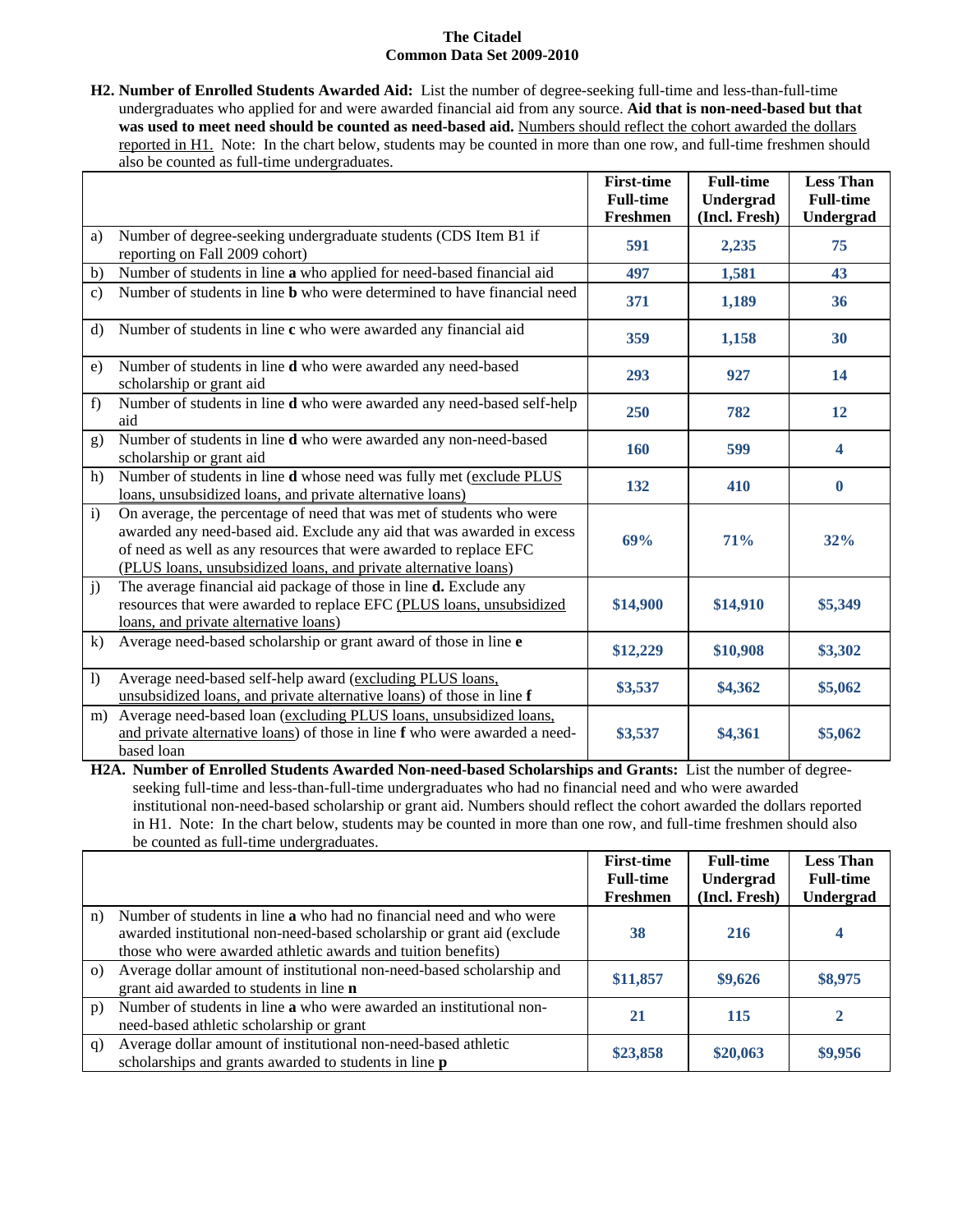**The Citadel**
**Common Data Set 2009-2010**

**H2. Number of Enrolled Students Awarded Aid:** List the number of degree-seeking full-time and less-than-full-time undergraduates who applied for and were awarded financial aid from any source. **Aid that is non-need-based but that was used to meet need should be counted as need-based aid.** Numbers should reflect the cohort awarded the dollars reported in H1. Note: In the chart below, students may be counted in more than one row, and full-time freshmen should also be counted as full-time undergraduates.

| | | First-time Full-time Freshmen | Full-time Undergrad (Incl. Fresh) | Less Than Full-time Undergrad |
|---|---|---|---|---|
| a) | Number of degree-seeking undergraduate students (CDS Item B1 if reporting on Fall 2009 cohort) | 591 | 2,235 | 75 |
| b) | Number of students in line **a** who applied for need-based financial aid | 497 | 1,581 | 43 |
| c) | Number of students in line **b** who were determined to have financial need | 371 | 1,189 | 36 |
| d) | Number of students in line **c** who were awarded any financial aid | 359 | 1,158 | 30 |
| e) | Number of students in line **d** who were awarded any need-based scholarship or grant aid | 293 | 927 | 14 |
| f) | Number of students in line **d** who were awarded any need-based self-help aid | 250 | 782 | 12 |
| g) | Number of students in line **d** who were awarded any non-need-based scholarship or grant aid | 160 | 599 | 4 |
| h) | Number of students in line **d** whose need was fully met (exclude PLUS loans, unsubsidized loans, and private alternative loans) | 132 | 410 | 0 |
| i) | On average, the percentage of need that was met of students who were awarded any need-based aid. Exclude any aid that was awarded in excess of need as well as any resources that were awarded to replace EFC (PLUS loans, unsubsidized loans, and private alternative loans) | 69% | 71% | 32% |
| j) | The average financial aid package of those in line **d.** Exclude any resources that were awarded to replace EFC (PLUS loans, unsubsidized loans, and private alternative loans) | $14,900 | $14,910 | $5,349 |
| k) | Average need-based scholarship or grant award of those in line **e** | $12,229 | $10,908 | $3,302 |
| l) | Average need-based self-help award (excluding PLUS loans, unsubsidized loans, and private alternative loans) of those in line **f** | $3,537 | $4,362 | $5,062 |
| m) | Average need-based loan (excluding PLUS loans, unsubsidized loans, and private alternative loans) of those in line **f** who were awarded a need-based loan | $3,537 | $4,361 | $5,062 |

**H2A. Number of Enrolled Students Awarded Non-need-based Scholarships and Grants:** List the number of degree-seeking full-time and less-than-full-time undergraduates who had no financial need and who were awarded institutional non-need-based scholarship or grant aid. Numbers should reflect the cohort awarded the dollars reported in H1. Note: In the chart below, students may be counted in more than one row, and full-time freshmen should also be counted as full-time undergraduates.

| | | First-time Full-time Freshmen | Full-time Undergrad (Incl. Fresh) | Less Than Full-time Undergrad |
|---|---|---|---|---|
| n) | Number of students in line **a** who had no financial need and who were awarded institutional non-need-based scholarship or grant aid (exclude those who were awarded athletic awards and tuition benefits) | 38 | 216 | 4 |
| o) | Average dollar amount of institutional non-need-based scholarship and grant aid awarded to students in line **n** | $11,857 | $9,626 | $8,975 |
| p) | Number of students in line **a** who were awarded an institutional non-need-based athletic scholarship or grant | 21 | 115 | 2 |
| q) | Average dollar amount of institutional non-need-based athletic scholarships and grants awarded to students in line **p** | $23,858 | $20,063 | $9,956 |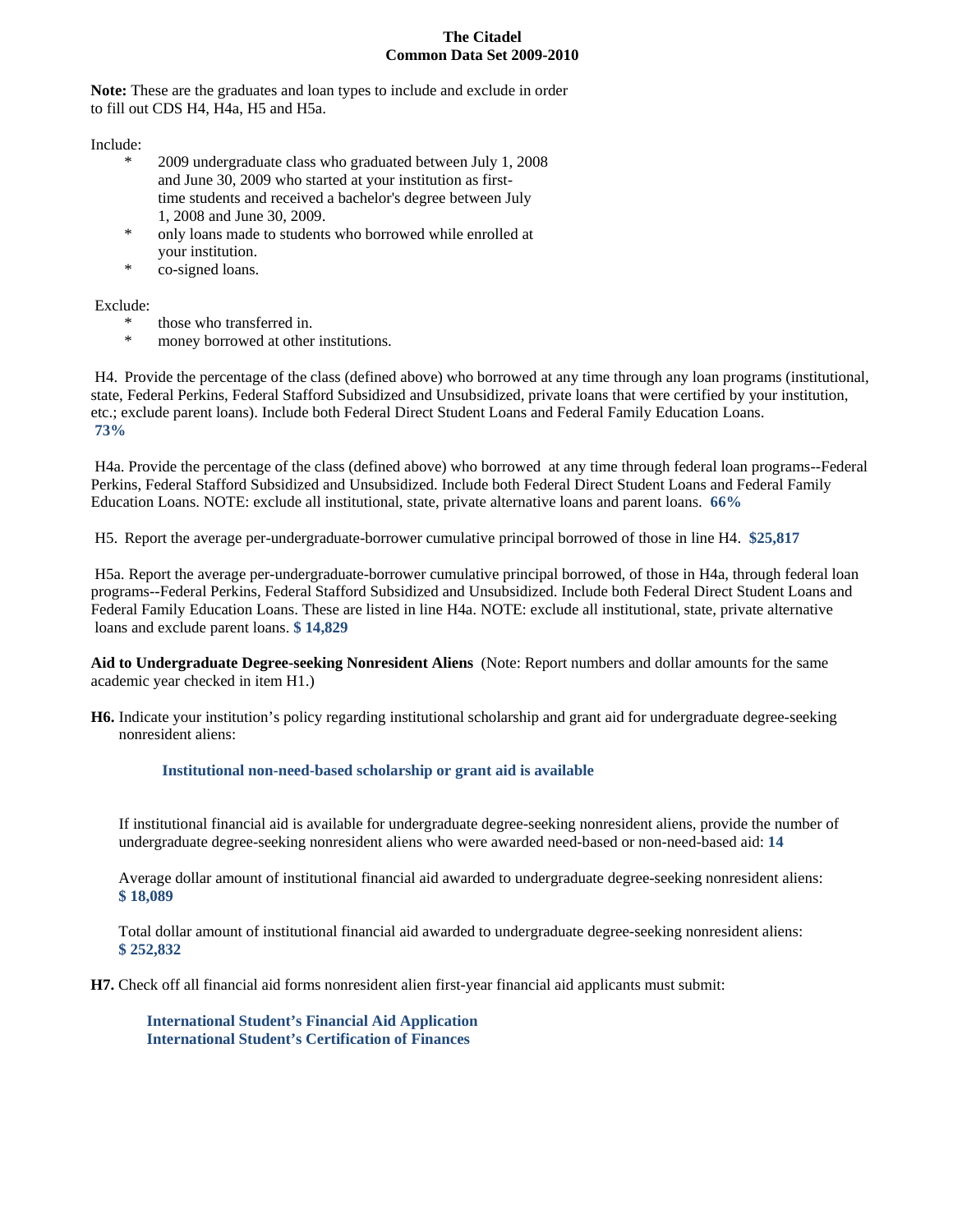**The Citadel**
**Common Data Set 2009-2010**

**Note:** These are the graduates and loan types to include and exclude in order to fill out CDS H4, H4a, H5 and H5a.

Include:

- 2009 undergraduate class who graduated between July 1, 2008 and June 30, 2009 who started at your institution as first-time students and received a bachelor's degree between July 1, 2008 and June 30, 2009.
- only loans made to students who borrowed while enrolled at your institution.
- co-signed loans.

Exclude:

- those who transferred in.
- money borrowed at other institutions.

H4. Provide the percentage of the class (defined above) who borrowed at any time through any loan programs (institutional, state, Federal Perkins, Federal Stafford Subsidized and Unsubsidized, private loans that were certified by your institution, etc.; exclude parent loans). Include both Federal Direct Student Loans and Federal Family Education Loans.
**73%**

H4a. Provide the percentage of the class (defined above) who borrowed at any time through federal loan programs--Federal Perkins, Federal Stafford Subsidized and Unsubsidized. Include both Federal Direct Student Loans and Federal Family Education Loans. NOTE: exclude all institutional, state, private alternative loans and parent loans. **66%**

H5. Report the average per-undergraduate-borrower cumulative principal borrowed of those in line H4. **$25,817**

H5a. Report the average per-undergraduate-borrower cumulative principal borrowed, of those in H4a, through federal loan programs--Federal Perkins, Federal Stafford Subsidized and Unsubsidized. Include both Federal Direct Student Loans and Federal Family Education Loans. These are listed in line H4a. NOTE: exclude all institutional, state, private alternative loans and exclude parent loans. **$ 14,829**

**Aid to Undergraduate Degree-seeking Nonresident Aliens** (Note: Report numbers and dollar amounts for the same academic year checked in item H1.)

**H6.** Indicate your institution's policy regarding institutional scholarship and grant aid for undergraduate degree-seeking nonresident aliens:

**Institutional non-need-based scholarship or grant aid is available**

If institutional financial aid is available for undergraduate degree-seeking nonresident aliens, provide the number of undergraduate degree-seeking nonresident aliens who were awarded need-based or non-need-based aid: **14**

Average dollar amount of institutional financial aid awarded to undergraduate degree-seeking nonresident aliens:
**$ 18,089**

Total dollar amount of institutional financial aid awarded to undergraduate degree-seeking nonresident aliens:
**$ 252,832**

**H7.** Check off all financial aid forms nonresident alien first-year financial aid applicants must submit:

**International Student's Financial Aid Application**
**International Student's Certification of Finances**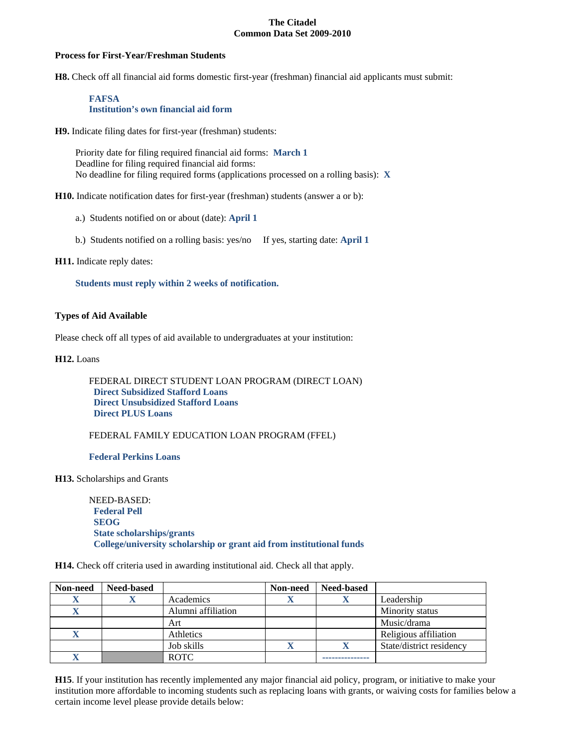**The Citadel**
**Common Data Set 2009-2010**

**Process for First-Year/Freshman Students**

**H8.** Check off all financial aid forms domestic first-year (freshman) financial aid applicants must submit:

**FAFSA**
**Institution's own financial aid form**

**H9.** Indicate filing dates for first-year (freshman) students:

Priority date for filing required financial aid forms: **March 1**
Deadline for filing required financial aid forms:
No deadline for filing required forms (applications processed on a rolling basis): **X**

**H10.** Indicate notification dates for first-year (freshman) students (answer a or b):

a.) Students notified on or about (date): **April 1**

b.) Students notified on a rolling basis: yes/no If yes, starting date: **April 1**

**H11.** Indicate reply dates:

**Students must reply within 2 weeks of notification.**

**Types of Aid Available**

Please check off all types of aid available to undergraduates at your institution:

**H12.** Loans

FEDERAL DIRECT STUDENT LOAN PROGRAM (DIRECT LOAN)
**Direct Subsidized Stafford Loans**
**Direct Unsubsidized Stafford Loans**
**Direct PLUS Loans**

FEDERAL FAMILY EDUCATION LOAN PROGRAM (FFEL)

**Federal Perkins Loans**

**H13.** Scholarships and Grants

NEED-BASED:
**Federal Pell**
**SEOG**
**State scholarships/grants**
**College/university scholarship or grant aid from institutional funds**

**H14.** Check off criteria used in awarding institutional aid. Check all that apply.

| Non-need | Need-based | | Non-need | Need-based | |
|---|---|---|---|---|---|
| X | X | Academics | X | X | Leadership |
| X | | Alumni affiliation | | | Minority status |
| | | Art | | | Music/drama |
| X | | Athletics | | | Religious affiliation |
| | | Job skills | X | X | State/district residency |
| X | | ROTC | | --------------- | |

**H15**. If your institution has recently implemented any major financial aid policy, program, or initiative to make your institution more affordable to incoming students such as replacing loans with grants, or waiving costs for families below a certain income level please provide details below: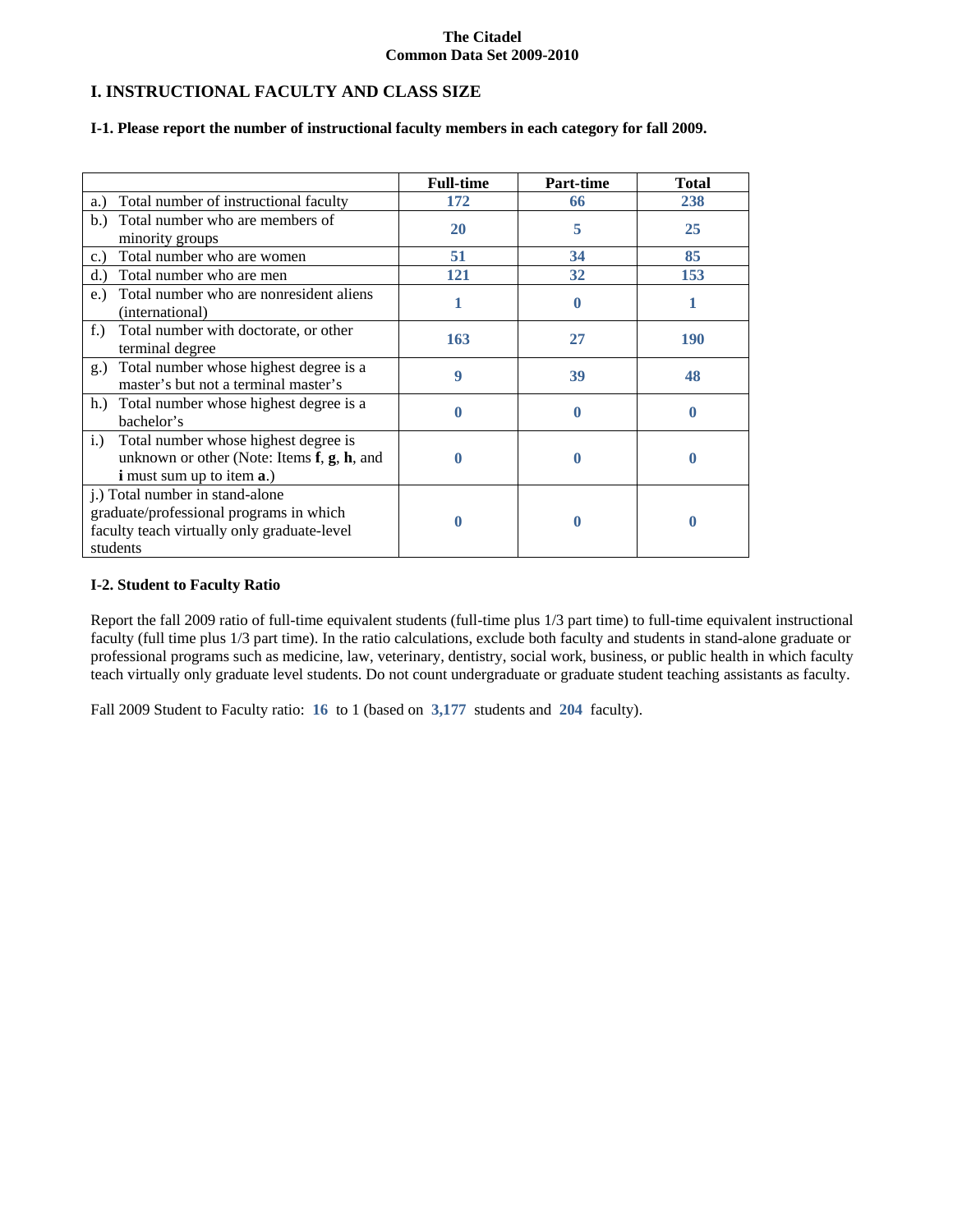**The Citadel**
**Common Data Set 2009-2010**

## I. INSTRUCTIONAL FACULTY AND CLASS SIZE

### I-1. Please report the number of instructional faculty members in each category for fall 2009.

| | Full-time | Part-time | Total |
|---|---|---|---|
| a.) Total number of instructional faculty | 172 | 66 | 238 |
| b.) Total number who are members of minority groups | 20 | 5 | 25 |
| c.) Total number who are women | 51 | 34 | 85 |
| d.) Total number who are men | 121 | 32 | 153 |
| e.) Total number who are nonresident aliens (international) | 1 | 0 | 1 |
| f.) Total number with doctorate, or other terminal degree | 163 | 27 | 190 |
| g.) Total number whose highest degree is a master's but not a terminal master's | 9 | 39 | 48 |
| h.) Total number whose highest degree is a bachelor's | 0 | 0 | 0 |
| i.) Total number whose highest degree is unknown or other (Note: Items **f**, **g**, **h**, and **i** must sum up to item **a**.) | 0 | 0 | 0 |
| j.) Total number in stand-alone graduate/professional programs in which faculty teach virtually only graduate-level students | 0 | 0 | 0 |

### I-2. Student to Faculty Ratio

Report the fall 2009 ratio of full-time equivalent students (full-time plus 1/3 part time) to full-time equivalent instructional faculty (full time plus 1/3 part time). In the ratio calculations, exclude both faculty and students in stand-alone graduate or professional programs such as medicine, law, veterinary, dentistry, social work, business, or public health in which faculty teach virtually only graduate level students. Do not count undergraduate or graduate student teaching assistants as faculty.

Fall 2009 Student to Faculty ratio: **16** to 1 (based on **3,177** students and **204** faculty).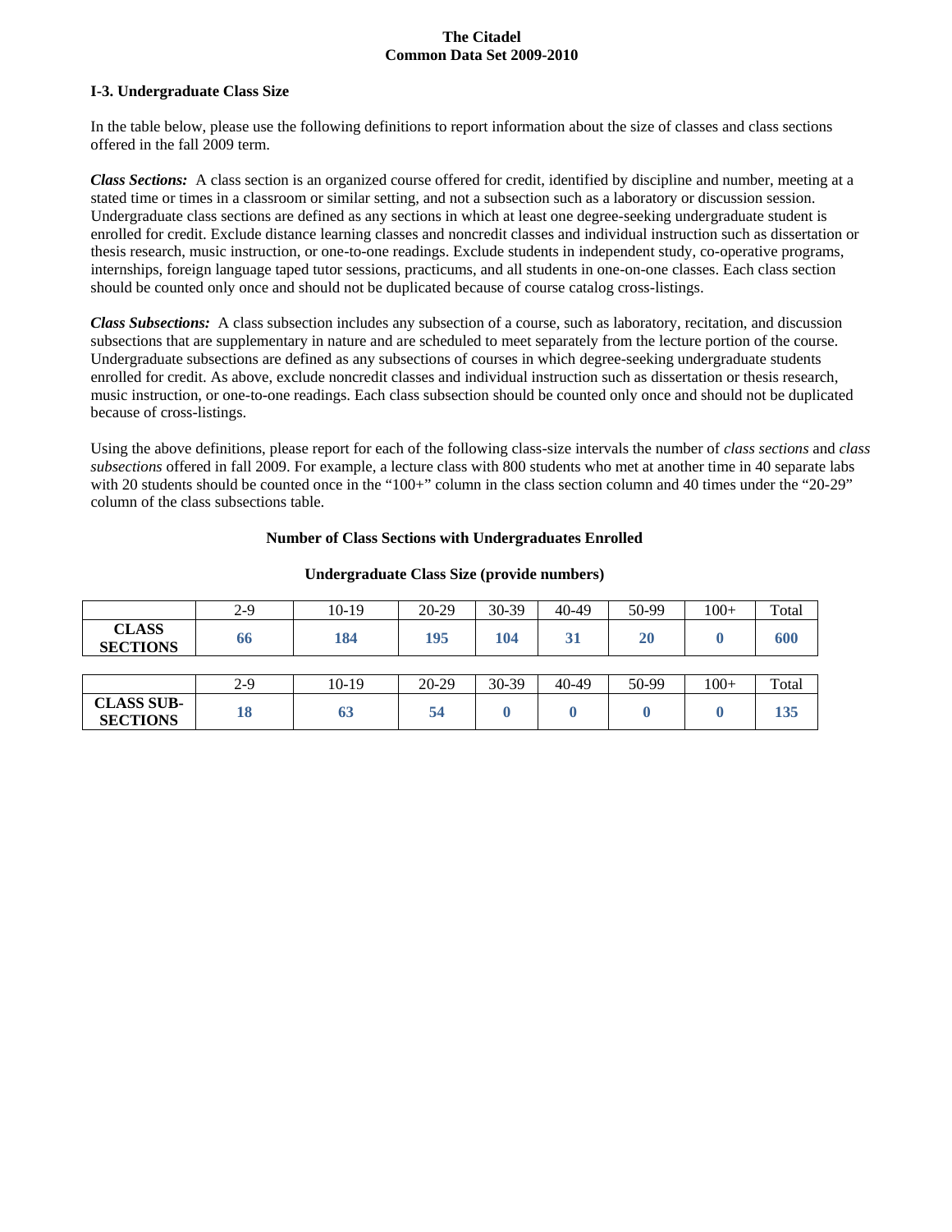## I-3. Undergraduate Class Size

In the table below, please use the following definitions to report information about the size of classes and class sections offered in the fall 2009 term.

***Class Sections:*** A class section is an organized course offered for credit, identified by discipline and number, meeting at a stated time or times in a classroom or similar setting, and not a subsection such as a laboratory or discussion session. Undergraduate class sections are defined as any sections in which at least one degree-seeking undergraduate student is enrolled for credit. Exclude distance learning classes and noncredit classes and individual instruction such as dissertation or thesis research, music instruction, or one-to-one readings. Exclude students in independent study, co-operative programs, internships, foreign language taped tutor sessions, practicums, and all students in one-on-one classes. Each class section should be counted only once and should not be duplicated because of course catalog cross-listings.

***Class Subsections:*** A class subsection includes any subsection of a course, such as laboratory, recitation, and discussion subsections that are supplementary in nature and are scheduled to meet separately from the lecture portion of the course. Undergraduate subsections are defined as any subsections of courses in which degree-seeking undergraduate students enrolled for credit. As above, exclude noncredit classes and individual instruction such as dissertation or thesis research, music instruction, or one-to-one readings. Each class subsection should be counted only once and should not be duplicated because of cross-listings.

Using the above definitions, please report for each of the following class-size intervals the number of *class sections* and *class subsections* offered in fall 2009. For example, a lecture class with 800 students who met at another time in 40 separate labs with 20 students should be counted once in the "100+" column in the class section column and 40 times under the "20-29" column of the class subsections table.

**Number of Class Sections with Undergraduates Enrolled**

**Undergraduate Class Size (provide numbers)**

| | 2-9 | 10-19 | 20-29 | 30-39 | 40-49 | 50-99 | 100+ | Total |
|---|---|---|---|---|---|---|---|---|
| **CLASS SECTIONS** | 66 | 184 | 195 | 104 | 31 | 20 | 0 | 600 |

| | 2-9 | 10-19 | 20-29 | 30-39 | 40-49 | 50-99 | 100+ | Total |
|---|---|---|---|---|---|---|---|---|
| **CLASS SUB-SECTIONS** | 18 | 63 | 54 | 0 | 0 | 0 | 0 | 135 |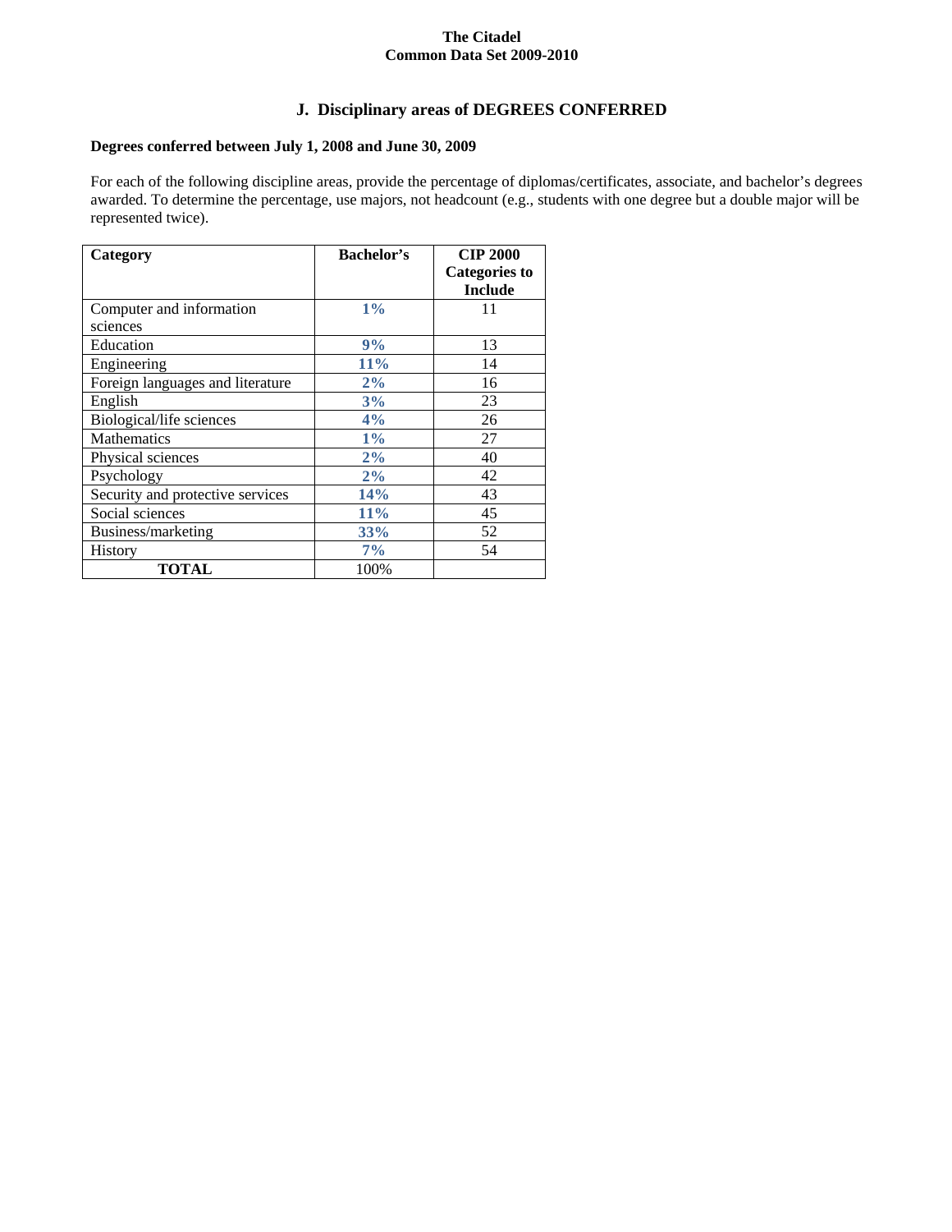## J. Disciplinary areas of DEGREES CONFERRED

**Degrees conferred between July 1, 2008 and June 30, 2009**

For each of the following discipline areas, provide the percentage of diplomas/certificates, associate, and bachelor's degrees awarded. To determine the percentage, use majors, not headcount (e.g., students with one degree but a double major will be represented twice).

| Category | Bachelor's | CIP 2000 Categories to Include |
|---|---|---|
| Computer and information sciences | 1% | 11 |
| Education | 9% | 13 |
| Engineering | 11% | 14 |
| Foreign languages and literature | 2% | 16 |
| English | 3% | 23 |
| Biological/life sciences | 4% | 26 |
| Mathematics | 1% | 27 |
| Physical sciences | 2% | 40 |
| Psychology | 2% | 42 |
| Security and protective services | 14% | 43 |
| Social sciences | 11% | 45 |
| Business/marketing | 33% | 52 |
| History | 7% | 54 |
| **TOTAL** | 100% | |